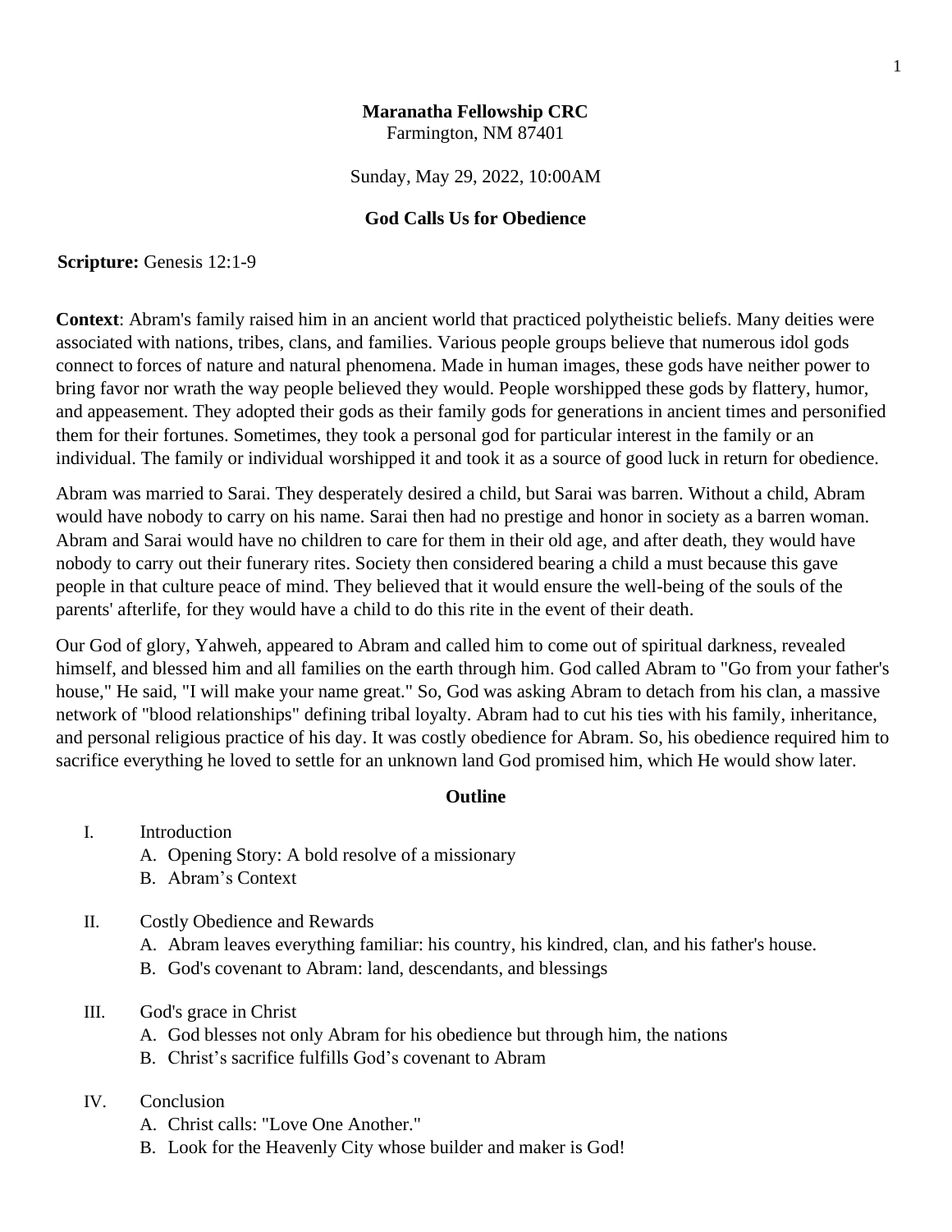**Maranatha Fellowship CRC**
Farmington, NM 87401

Sunday, May 29, 2022, 10:00AM

## God Calls Us for Obedience

**Scripture:** Genesis 12:1-9

**Context**: Abram's family raised him in an ancient world that practiced polytheistic beliefs. Many deities were associated with nations, tribes, clans, and families. Various people groups believe that numerous idol gods connect to forces of nature and natural phenomena. Made in human images, these gods have neither power to bring favor nor wrath the way people believed they would. People worshipped these gods by flattery, humor, and appeasement. They adopted their gods as their family gods for generations in ancient times and personified them for their fortunes. Sometimes, they took a personal god for particular interest in the family or an individual. The family or individual worshipped it and took it as a source of good luck in return for obedience.

Abram was married to Sarai. They desperately desired a child, but Sarai was barren. Without a child, Abram would have nobody to carry on his name. Sarai then had no prestige and honor in society as a barren woman. Abram and Sarai would have no children to care for them in their old age, and after death, they would have nobody to carry out their funerary rites. Society then considered bearing a child a must because this gave people in that culture peace of mind. They believed that it would ensure the well-being of the souls of the parents' afterlife, for they would have a child to do this rite in the event of their death.

Our God of glory, Yahweh, appeared to Abram and called him to come out of spiritual darkness, revealed himself, and blessed him and all families on the earth through him. God called Abram to "Go from your father's house," He said, "I will make your name great." So, God was asking Abram to detach from his clan, a massive network of "blood relationships" defining tribal loyalty. Abram had to cut his ties with his family, inheritance, and personal religious practice of his day. It was costly obedience for Abram. So, his obedience required him to sacrifice everything he loved to settle for an unknown land God promised him, which He would show later.

### Outline

I. Introduction
   A. Opening Story: A bold resolve of a missionary
   B. Abram's Context

II. Costly Obedience and Rewards
   A. Abram leaves everything familiar: his country, his kindred, clan, and his father's house.
   B. God's covenant to Abram: land, descendants, and blessings

III. God's grace in Christ
   A. God blesses not only Abram for his obedience but through him, the nations
   B. Christ's sacrifice fulfills God's covenant to Abram

IV. Conclusion
   A. Christ calls: "Love One Another."
   B. Look for the Heavenly City whose builder and maker is God!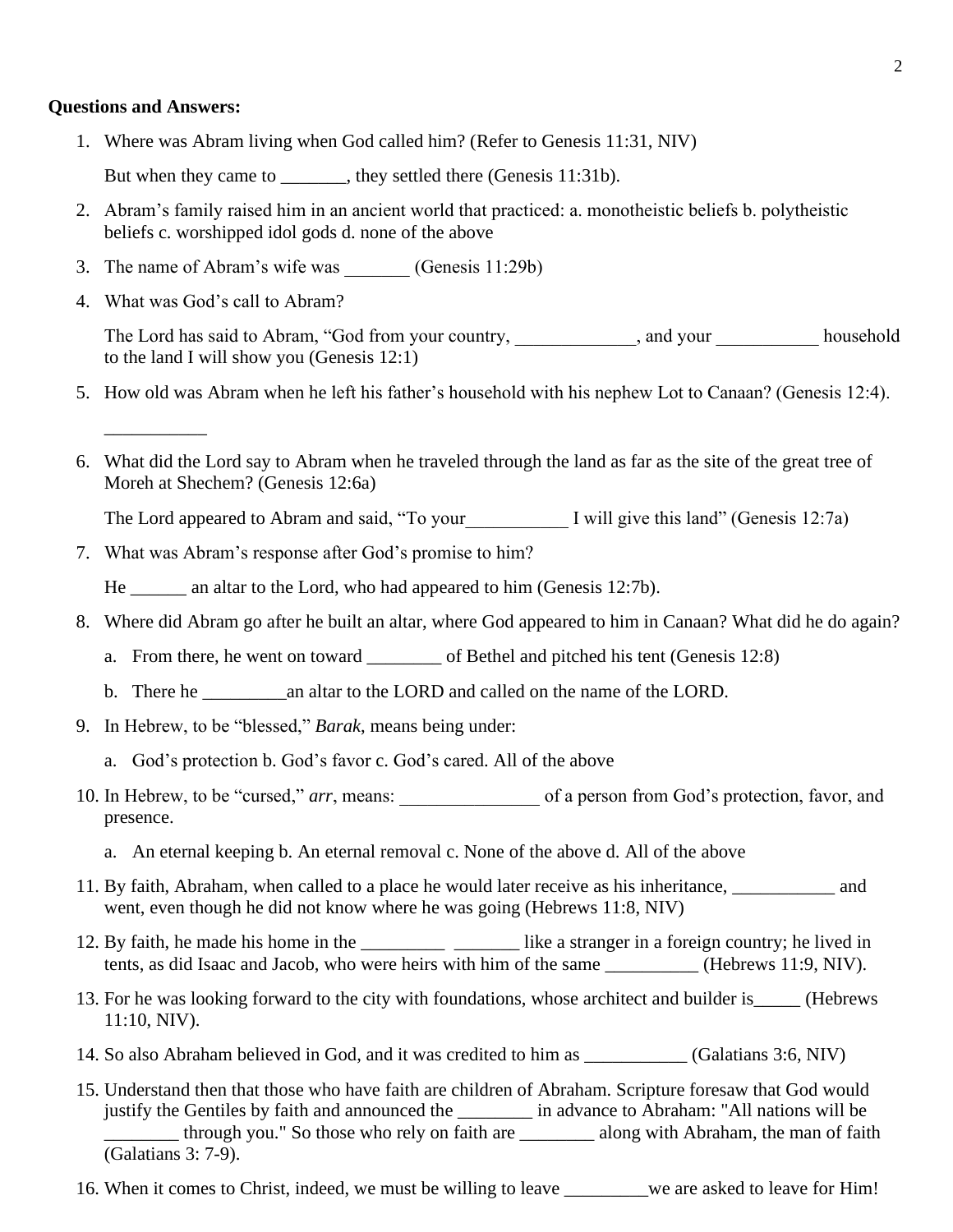**Questions and Answers:**

1. Where was Abram living when God called him? (Refer to Genesis 11:31, NIV)

   But when they came to _______, they settled there (Genesis 11:31b).

2. Abram's family raised him in an ancient world that practiced: a. monotheistic beliefs b. polytheistic beliefs c. worshipped idol gods d. none of the above

3. The name of Abram's wife was _______ (Genesis 11:29b)

4. What was God's call to Abram?

   The Lord has said to Abram, "God from your country, _____________, and your ___________ household to the land I will show you (Genesis 12:1)

5. How old was Abram when he left his father's household with his nephew Lot to Canaan? (Genesis 12:4).

   ___________

6. What did the Lord say to Abram when he traveled through the land as far as the site of the great tree of Moreh at Shechem? (Genesis 12:6a)

   The Lord appeared to Abram and said, "To your___________ I will give this land" (Genesis 12:7a)

7. What was Abram's response after God's promise to him?

   He ______ an altar to the Lord, who had appeared to him (Genesis 12:7b).

8. Where did Abram go after he built an altar, where God appeared to him in Canaan? What did he do again?

   a. From there, he went on toward ________ of Bethel and pitched his tent (Genesis 12:8)

   b. There he _________an altar to the LORD and called on the name of the LORD.

9. In Hebrew, to be "blessed," *Barak*, means being under:

   a. God's protection b. God's favor c. God's cared. All of the above

10. In Hebrew, to be "cursed," *arr*, means: _______________ of a person from God's protection, favor, and presence.

    a. An eternal keeping b. An eternal removal c. None of the above d. All of the above

11. By faith, Abraham, when called to a place he would later receive as his inheritance, ___________ and went, even though he did not know where he was going (Hebrews 11:8, NIV)

12. By faith, he made his home in the _________ _______ like a stranger in a foreign country; he lived in tents, as did Isaac and Jacob, who were heirs with him of the same __________ (Hebrews 11:9, NIV).

13. For he was looking forward to the city with foundations, whose architect and builder is_____ (Hebrews 11:10, NIV).

14. So also Abraham believed in God, and it was credited to him as ___________ (Galatians 3:6, NIV)

15. Understand then that those who have faith are children of Abraham. Scripture foresaw that God would justify the Gentiles by faith and announced the ________ in advance to Abraham: "All nations will be ________ through you." So those who rely on faith are ________ along with Abraham, the man of faith (Galatians 3: 7-9).

16. When it comes to Christ, indeed, we must be willing to leave _________we are asked to leave for Him!